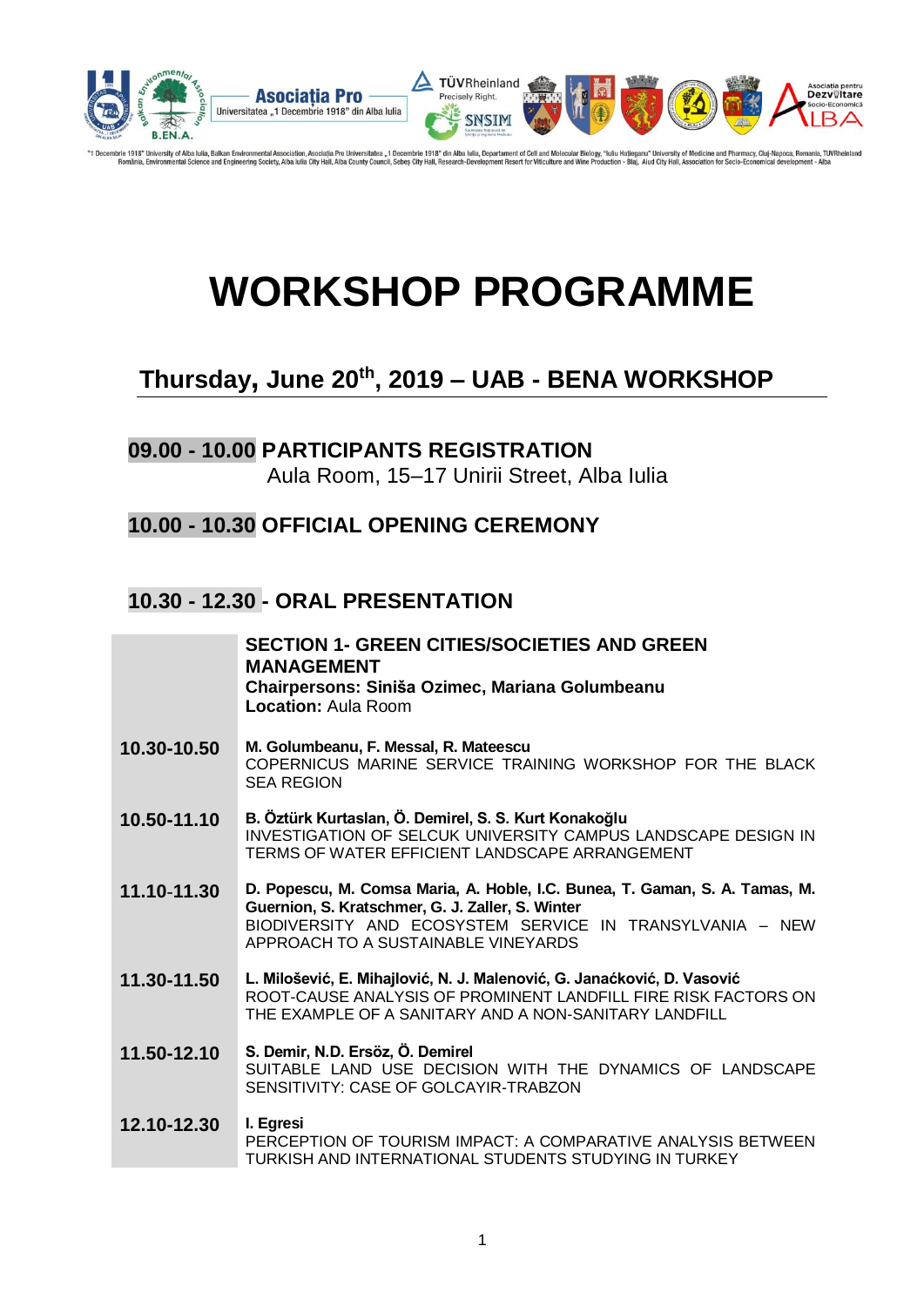"1 Decembrie 1918" University of Alba Iulia, Balkan Environmental Association, Asociația Pro Universitatea „1 Decembrie 1918" din Alba Iulia, Departament of Cell and Molecular Biology, "Iuliu Hațieganu" University of Medicine and Pharmacy, Cluj-Napoca, Romania, TUVRheinland România, Environmental Science and Engineering Society, Alba Iulia City Hall, Alba County Council, Sebeș City Hall, Research-Development Resort for Viticulture and Wine Production - Blaj, Aiud City Hall, Association for Socio-Economical development - Alba

# WORKSHOP PROGRAMME

## Thursday, June 20th, 2019 – UAB - BENA WORKSHOP

### 09.00 - 10.00 PARTICIPANTS REGISTRATION

Aula Room, 15–17 Unirii Street, Alba Iulia

### 10.00 - 10.30 OFFICIAL OPENING CEREMONY

### 10.30 - 12.30 - ORAL PRESENTATION

**SECTION 1- GREEN CITIES/SOCIETIES AND GREEN MANAGEMENT**
**Chairpersons: Siniša Ozimec, Mariana Golumbeanu**
**Location:** Aula Room

| | |
|---|---|
| **10.30-10.50** | **M. Golumbeanu, F. Messal, R. Mateescu**<br>COPERNICUS MARINE SERVICE TRAINING WORKSHOP FOR THE BLACK SEA REGION |
| **10.50-11.10** | **B. Öztürk Kurtaslan, Ö. Demirel, S. S. Kurt Konakoğlu**<br>INVESTIGATION OF SELCUK UNIVERSITY CAMPUS LANDSCAPE DESIGN IN TERMS OF WATER EFFICIENT LANDSCAPE ARRANGEMENT |
| **11.10-11.30** | **D. Popescu, M. Comsa Maria, A. Hoble, I.C. Bunea, T. Gaman, S. A. Tamas, M. Guernion, S. Kratschmer, G. J. Zaller, S. Winter**<br>BIODIVERSITY AND ECOSYSTEM SERVICE IN TRANSYLVANIA – NEW APPROACH TO A SUSTAINABLE VINEYARDS |
| **11.30-11.50** | **L. Milošević, E. Mihajlović, N. J. Malenović, G. Janaćković, D. Vasović**<br>ROOT-CAUSE ANALYSIS OF PROMINENT LANDFILL FIRE RISK FACTORS ON THE EXAMPLE OF A SANITARY AND A NON-SANITARY LANDFILL |
| **11.50-12.10** | **S. Demir, N.D. Ersöz, Ö. Demirel**<br>SUITABLE LAND USE DECISION WITH THE DYNAMICS OF LANDSCAPE SENSITIVITY: CASE OF GOLCAYIR-TRABZON |
| **12.10-12.30** | **I. Egresi**<br>PERCEPTION OF TOURISM IMPACT: A COMPARATIVE ANALYSIS BETWEEN TURKISH AND INTERNATIONAL STUDENTS STUDYING IN TURKEY |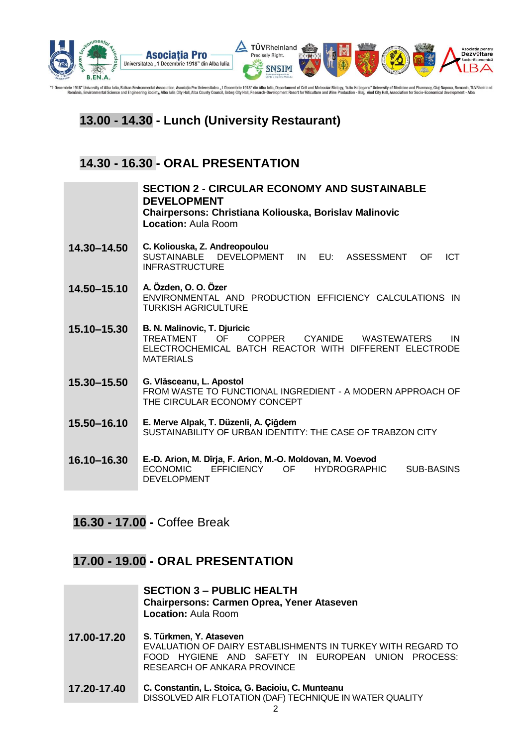## 13.00 - 14.30 - Lunch (University Restaurant)

## 14.30 - 16.30 - ORAL PRESENTATION

| | |
|---|---|
| | **SECTION 2 - CIRCULAR ECONOMY AND SUSTAINABLE DEVELOPMENT**<br>**Chairpersons: Christiana Koliouska, Borislav Malinovic**<br>**Location:** Aula Room |
| **14.30–14.50** | **C. Koliouska, Z. Andreopoulou**<br>SUSTAINABLE DEVELOPMENT IN EU: ASSESSMENT OF ICT INFRASTRUCTURE |
| **14.50–15.10** | **A. Özden, O. O. Özer**<br>ENVIRONMENTAL AND PRODUCTION EFFICIENCY CALCULATIONS IN TURKISH AGRICULTURE |
| **15.10–15.30** | **B. N. Malinovic, T. Djuricic**<br>TREATMENT OF COPPER CYANIDE WASTEWATERS IN ELECTROCHEMICAL BATCH REACTOR WITH DIFFERENT ELECTRODE MATERIALS |
| **15.30–15.50** | **G. Vlăsceanu, L. Apostol**<br>FROM WASTE TO FUNCTIONAL INGREDIENT - A MODERN APPROACH OF THE CIRCULAR ECONOMY CONCEPT |
| **15.50–16.10** | **E. Merve Alpak, T. Düzenli, A. Çiğdem**<br>SUSTAINABILITY OF URBAN IDENTITY: THE CASE OF TRABZON CITY |
| **16.10–16.30** | **E.-D. Arion, M. Dîrja, F. Arion, M.-O. Moldovan, M. Voevod**<br>ECONOMIC EFFICIENCY OF HYDROGRAPHIC SUB-BASINS DEVELOPMENT |

## 16.30 - 17.00 - Coffee Break

## 17.00 - 19.00 - ORAL PRESENTATION

| | |
|---|---|
| | **SECTION 3 – PUBLIC HEALTH**<br>**Chairpersons: Carmen Oprea, Yener Ataseven**<br>**Location:** Aula Room |
| **17.00-17.20** | **S. Türkmen, Y. Ataseven**<br>EVALUATION OF DAIRY ESTABLISHMENTS IN TURKEY WITH REGARD TO FOOD HYGIENE AND SAFETY IN EUROPEAN UNION PROCESS: RESEARCH OF ANKARA PROVINCE |
| **17.20-17.40** | **C. Constantin, L. Stoica, G. Bacioiu, C. Munteanu**<br>DISSOLVED AIR FLOTATION (DAF) TECHNIQUE IN WATER QUALITY |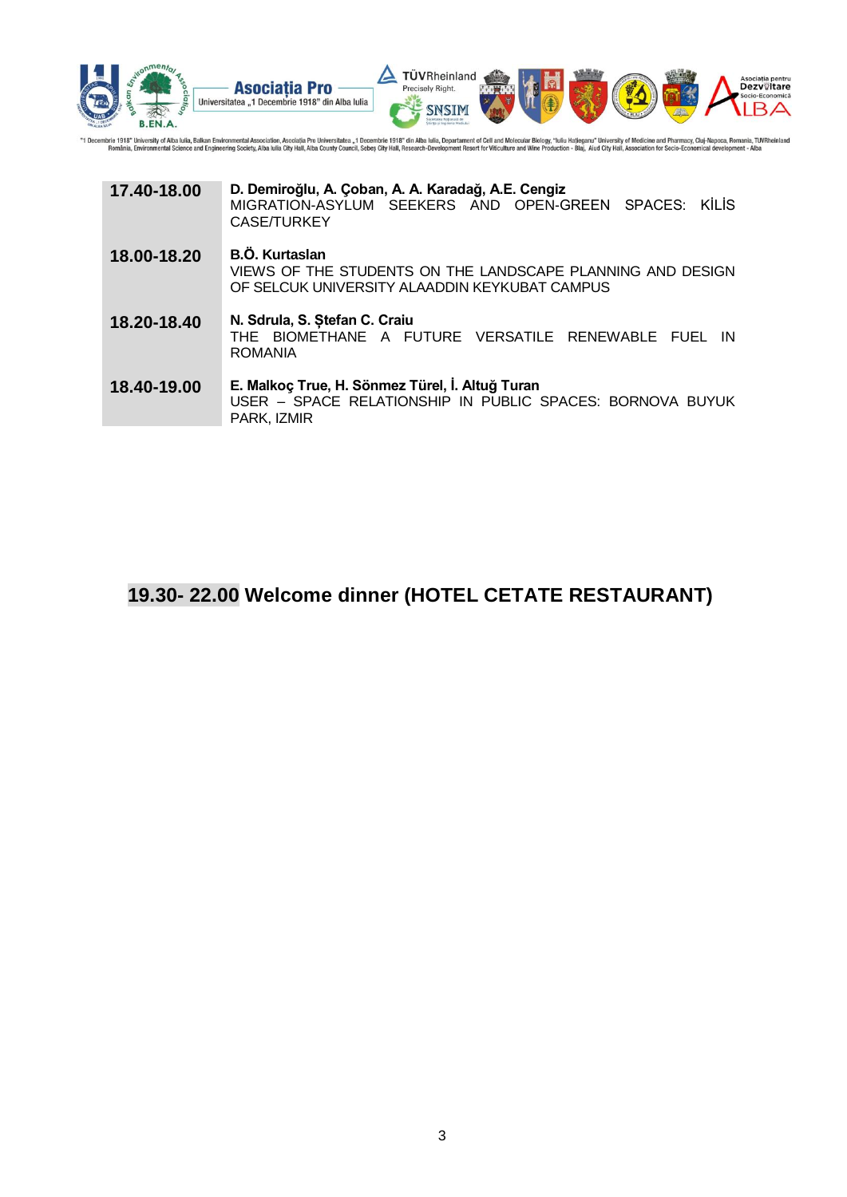| | |
|---|---|
| **17.40-18.00** | **D. Demiroğlu, A. Çoban, A. A. Karadağ, A.E. Cengiz**<br>MIGRATION-ASYLUM SEEKERS AND OPEN-GREEN SPACES: KİLİS CASE/TURKEY |
| **18.00-18.20** | **B.Ö. Kurtaslan**<br>VIEWS OF THE STUDENTS ON THE LANDSCAPE PLANNING AND DESIGN OF SELCUK UNIVERSITY ALAADDIN KEYKUBAT CAMPUS |
| **18.20-18.40** | **N. Sdrula, S. Ștefan C. Craiu**<br>THE BIOMETHANE A FUTURE VERSATILE RENEWABLE FUEL IN ROMANIA |
| **18.40-19.00** | **E. Malkoç True, H. Sönmez Türel, İ. Altuğ Turan**<br>USER – SPACE RELATIONSHIP IN PUBLIC SPACES: BORNOVA BUYUK PARK, IZMIR |

**19.30- 22.00 Welcome dinner (HOTEL CETATE RESTAURANT)**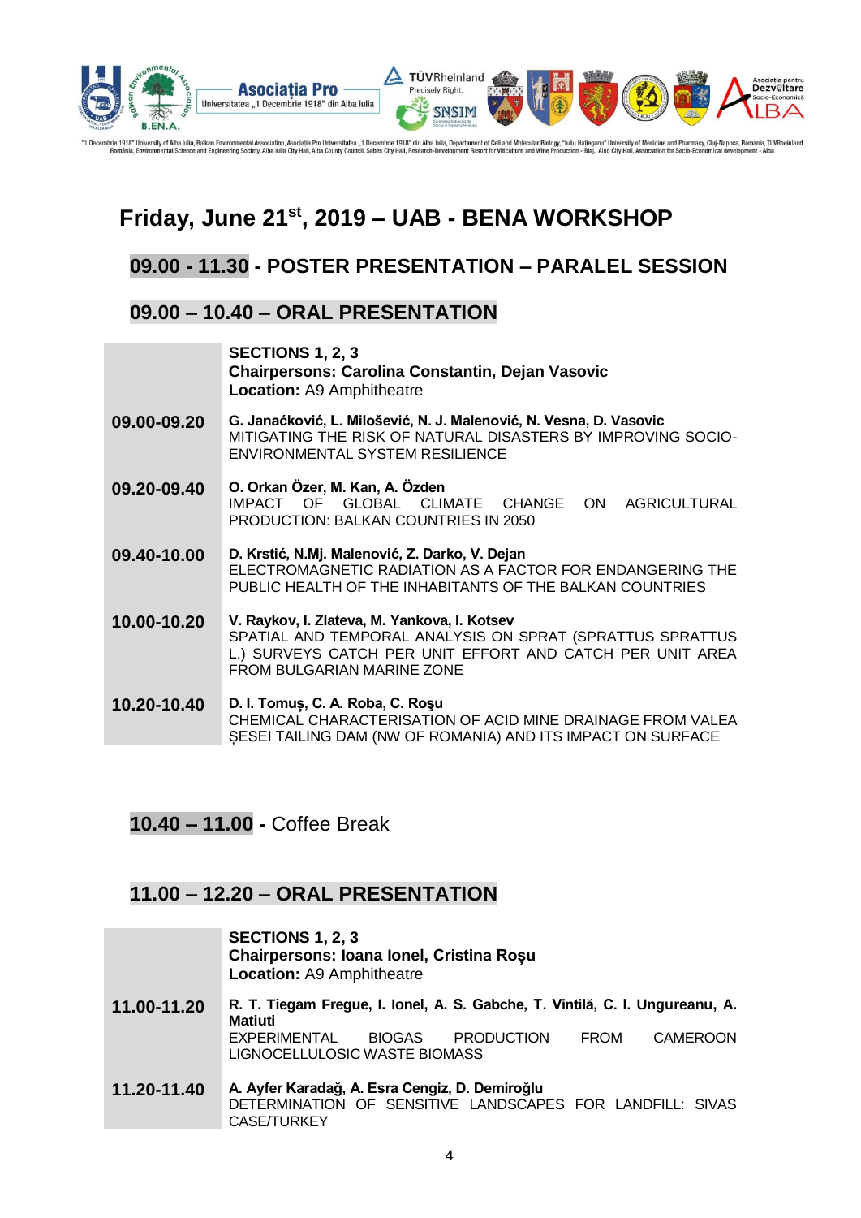## Friday, June 21st, 2019 – UAB - BENA WORKSHOP

### 09.00 - 11.30 - POSTER PRESENTATION – PARALEL SESSION

### 09.00 – 10.40 – ORAL PRESENTATION

| | |
|---|---|
| | **SECTIONS 1, 2, 3**<br>**Chairpersons: Carolina Constantin, Dejan Vasovic**<br>**Location:** A9 Amphitheatre |
| **09.00-09.20** | **G. Janaćković, L. Milošević, N. J. Malenović, N. Vesna, D. Vasovic**<br>MITIGATING THE RISK OF NATURAL DISASTERS BY IMPROVING SOCIO-ENVIRONMENTAL SYSTEM RESILIENCE |
| **09.20-09.40** | **O. Orkan Özer, M. Kan, A. Özden**<br>IMPACT OF GLOBAL CLIMATE CHANGE ON AGRICULTURAL PRODUCTION: BALKAN COUNTRIES IN 2050 |
| **09.40-10.00** | **D. Krstić, N.Mj. Malenović, Z. Darko, V. Dejan**<br>ELECTROMAGNETIC RADIATION AS A FACTOR FOR ENDANGERING THE PUBLIC HEALTH OF THE INHABITANTS OF THE BALKAN COUNTRIES |
| **10.00-10.20** | **V. Raykov, I. Zlateva, M. Yankova, I. Kotsev**<br>SPATIAL AND TEMPORAL ANALYSIS ON SPRAT (SPRATTUS SPRATTUS L.) SURVEYS CATCH PER UNIT EFFORT AND CATCH PER UNIT AREA FROM BULGARIAN MARINE ZONE |
| **10.20-10.40** | **D. I. Tomuș, C. A. Roba, C. Roşu**<br>CHEMICAL CHARACTERISATION OF ACID MINE DRAINAGE FROM VALEA ȘESEI TAILING DAM (NW OF ROMANIA) AND ITS IMPACT ON SURFACE |

### 10.40 – 11.00 - Coffee Break

### 11.00 – 12.20 – ORAL PRESENTATION

| | |
|---|---|
| | **SECTIONS 1, 2, 3**<br>**Chairpersons: Ioana Ionel, Cristina Roșu**<br>**Location:** A9 Amphitheatre |
| **11.00-11.20** | **R. T. Tiegam Fregue, I. Ionel, A. S. Gabche, T. Vintilă, C. I. Ungureanu, A. Matiuti**<br>EXPERIMENTAL BIOGAS PRODUCTION FROM CAMEROON LIGNOCELLULOSIC WASTE BIOMASS |
| **11.20-11.40** | **A. Ayfer Karadağ, A. Esra Cengiz, D. Demiroğlu**<br>DETERMINATION OF SENSITIVE LANDSCAPES FOR LANDFILL: SIVAS CASE/TURKEY |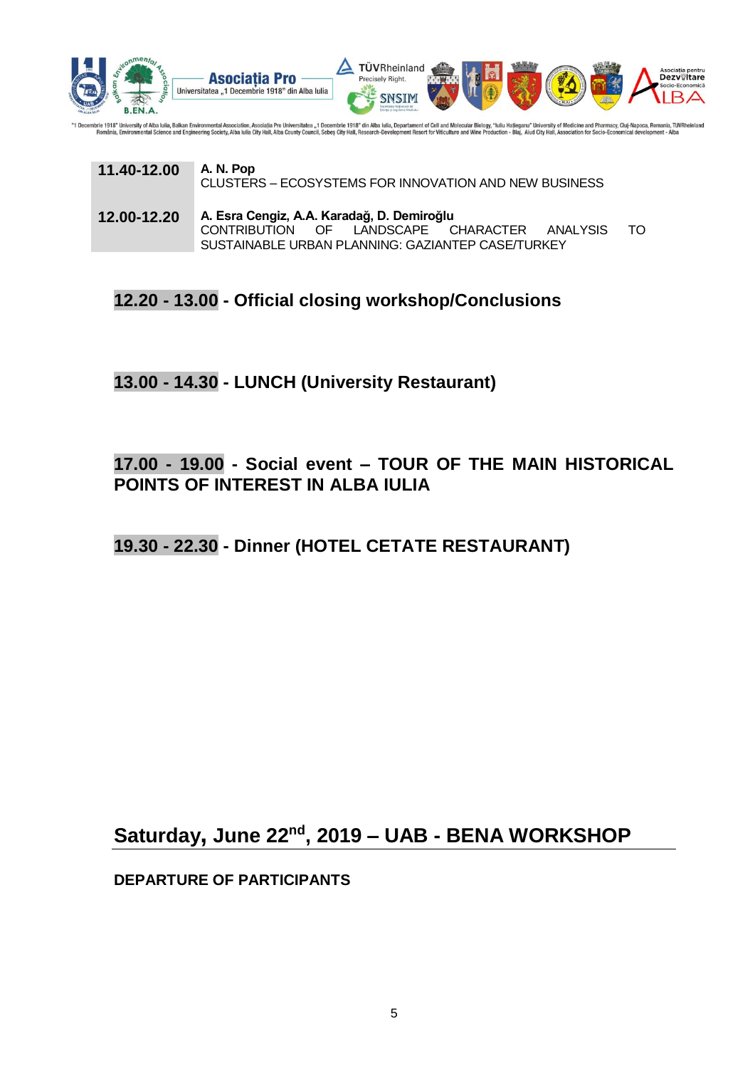| | |
|---|---|
| **11.40-12.00** | **A. N. Pop**<br>CLUSTERS – ECOSYSTEMS FOR INNOVATION AND NEW BUSINESS |
| **12.00-12.20** | **A. Esra Cengiz, A.A. Karadağ, D. Demiroğlu**<br>CONTRIBUTION OF LANDSCAPE CHARACTER ANALYSIS TO SUSTAINABLE URBAN PLANNING: GAZIANTEP CASE/TURKEY |

**12.20 - 13.00 - Official closing workshop/Conclusions**

**13.00 - 14.30 - LUNCH (University Restaurant)**

**17.00 - 19.00 - Social event – TOUR OF THE MAIN HISTORICAL POINTS OF INTEREST IN ALBA IULIA**

**19.30 - 22.30 - Dinner (HOTEL CETATE RESTAURANT)**

## Saturday, June 22nd, 2019 – UAB - BENA WORKSHOP

**DEPARTURE OF PARTICIPANTS**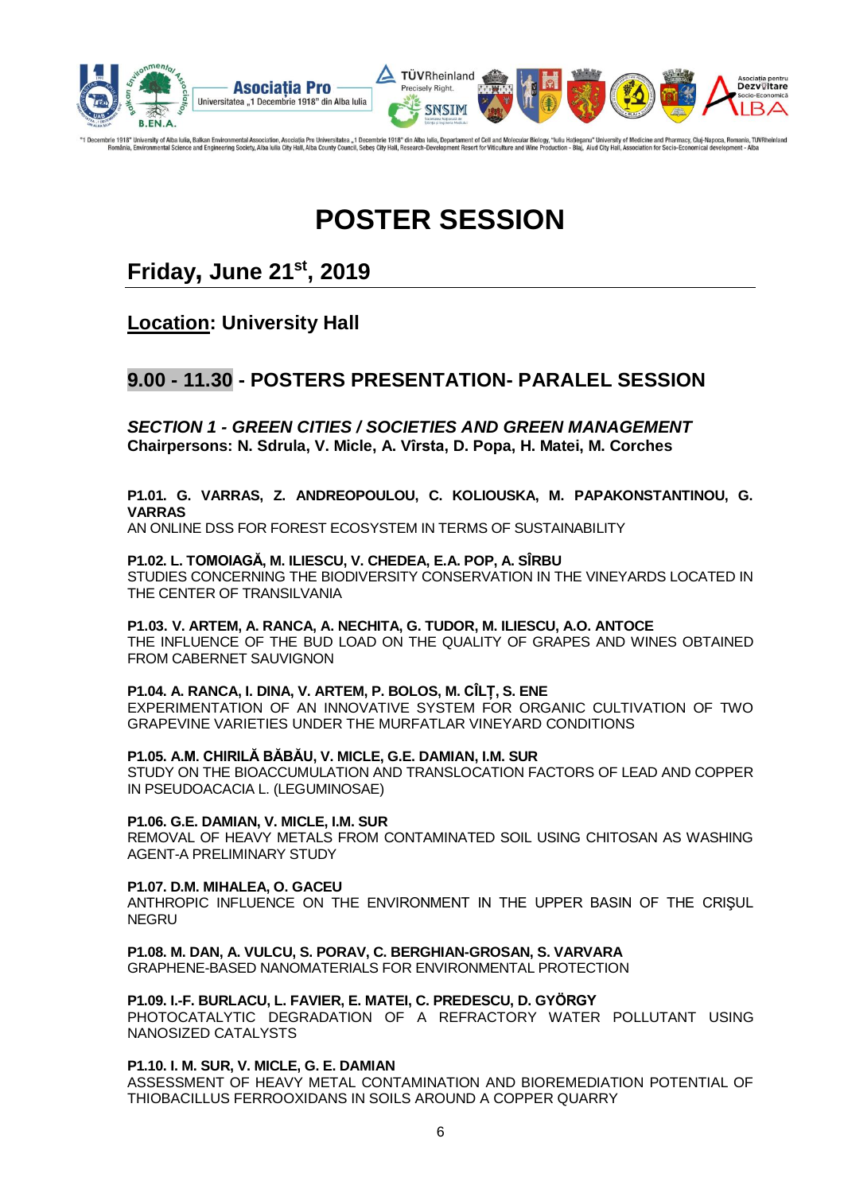# POSTER SESSION

## Friday, June 21st, 2019

### Location: University Hall

### 9.00 - 11.30 - POSTERS PRESENTATION- PARALEL SESSION

***SECTION 1 - GREEN CITIES / SOCIETIES AND GREEN MANAGEMENT***
**Chairpersons: N. Sdrula, V. Micle, A. Vîrsta, D. Popa, H. Matei, M. Corches**

**P1.01. G. VARRAS, Z. ANDREOPOULOU, C. KOLIOUSKA, M. PAPAKONSTANTINOU, G. VARRAS**
AN ONLINE DSS FOR FOREST ECOSYSTEM IN TERMS OF SUSTAINABILITY

**P1.02. L. TOMOIAGĂ, M. ILIESCU, V. CHEDEA, E.A. POP, A. SÎRBU**
STUDIES CONCERNING THE BIODIVERSITY CONSERVATION IN THE VINEYARDS LOCATED IN THE CENTER OF TRANSILVANIA

**P1.03. V. ARTEM, A. RANCA, A. NECHITA, G. TUDOR, M. ILIESCU, A.O. ANTOCE**
THE INFLUENCE OF THE BUD LOAD ON THE QUALITY OF GRAPES AND WINES OBTAINED FROM CABERNET SAUVIGNON

**P1.04. A. RANCA, I. DINA, V. ARTEM, P. BOLOS, M. CÎLȚ, S. ENE**
EXPERIMENTATION OF AN INNOVATIVE SYSTEM FOR ORGANIC CULTIVATION OF TWO GRAPEVINE VARIETIES UNDER THE MURFATLAR VINEYARD CONDITIONS

**P1.05. A.M. CHIRILĂ BĂBĂU, V. MICLE, G.E. DAMIAN, I.M. SUR**
STUDY ON THE BIOACCUMULATION AND TRANSLOCATION FACTORS OF LEAD AND COPPER IN PSEUDOACACIA L. (LEGUMINOSAE)

**P1.06. G.E. DAMIAN, V. MICLE, I.M. SUR**
REMOVAL OF HEAVY METALS FROM CONTAMINATED SOIL USING CHITOSAN AS WASHING AGENT-A PRELIMINARY STUDY

**P1.07. D.M. MIHALEA, O. GACEU**
ANTHROPIC INFLUENCE ON THE ENVIRONMENT IN THE UPPER BASIN OF THE CRIŞUL NEGRU

**P1.08. M. DAN, A. VULCU, S. PORAV, C. BERGHIAN-GROSAN, S. VARVARA**
GRAPHENE-BASED NANOMATERIALS FOR ENVIRONMENTAL PROTECTION

**P1.09. I.-F. BURLACU, L. FAVIER, E. MATEI, C. PREDESCU, D. GYÖRGY**
PHOTOCATALYTIC DEGRADATION OF A REFRACTORY WATER POLLUTANT USING NANOSIZED CATALYSTS

**P1.10. I. M. SUR, V. MICLE, G. E. DAMIAN**
ASSESSMENT OF HEAVY METAL CONTAMINATION AND BIOREMEDIATION POTENTIAL OF THIOBACILLUS FERROOXIDANS IN SOILS AROUND A COPPER QUARRY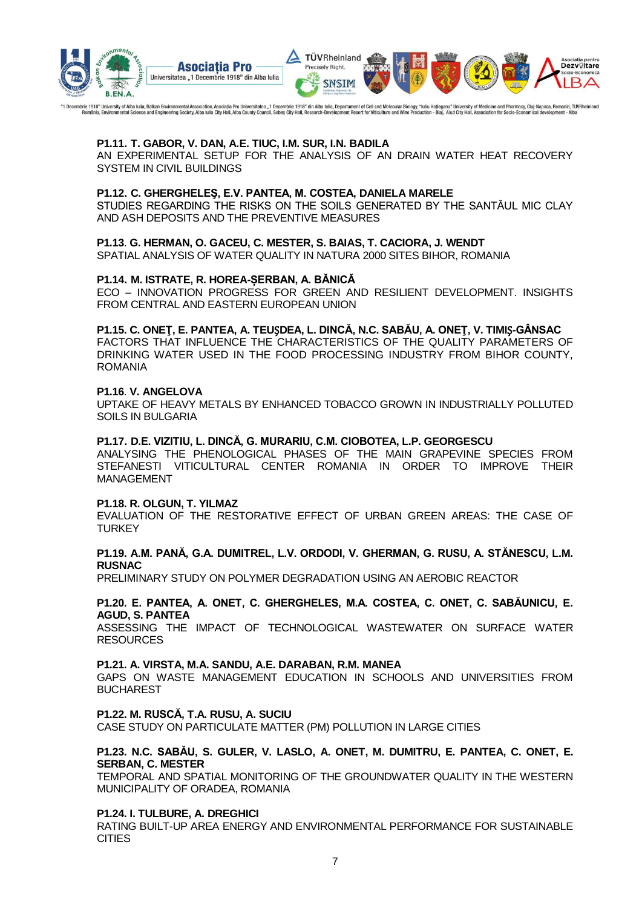**P1.11. T. GABOR, V. DAN, A.E. TIUC, I.M. SUR, I.N. BADILA**
AN EXPERIMENTAL SETUP FOR THE ANALYSIS OF AN DRAIN WATER HEAT RECOVERY SYSTEM IN CIVIL BUILDINGS

**P1.12. C. GHERGHELEŞ, E.V. PANTEA, M. COSTEA, DANIELA MARELE**
STUDIES REGARDING THE RISKS ON THE SOILS GENERATED BY THE SANTĂUL MIC CLAY AND ASH DEPOSITS AND THE PREVENTIVE MEASURES

**P1.13. G. HERMAN, O. GACEU, C. MESTER, S. BAIAS, T. CACIORA, J. WENDT**
SPATIAL ANALYSIS OF WATER QUALITY IN NATURA 2000 SITES BIHOR, ROMANIA

**P1.14. M. ISTRATE, R. HOREA-ŞERBAN, A. BĂNICĂ**
ECO – INNOVATION PROGRESS FOR GREEN AND RESILIENT DEVELOPMENT. INSIGHTS FROM CENTRAL AND EASTERN EUROPEAN UNION

**P1.15. C. ONEŢ, E. PANTEA, A. TEUŞDEA, L. DINCĂ, N.C. SABĂU, A. ONEŢ, V. TIMIŞ-GÂNSAC**
FACTORS THAT INFLUENCE THE CHARACTERISTICS OF THE QUALITY PARAMETERS OF DRINKING WATER USED IN THE FOOD PROCESSING INDUSTRY FROM BIHOR COUNTY, ROMANIA

**P1.16. V. ANGELOVA**
UPTAKE OF HEAVY METALS BY ENHANCED TOBACCO GROWN IN INDUSTRIALLY POLLUTED SOILS IN BULGARIA

**P1.17. D.E. VIZITIU, L. DINCĂ, G. MURARIU, C.M. CIOBOTEA, L.P. GEORGESCU**
ANALYSING THE PHENOLOGICAL PHASES OF THE MAIN GRAPEVINE SPECIES FROM STEFANESTI VITICULTURAL CENTER ROMANIA IN ORDER TO IMPROVE THEIR MANAGEMENT

**P1.18. R. OLGUN, T. YILMAZ**
EVALUATION OF THE RESTORATIVE EFFECT OF URBAN GREEN AREAS: THE CASE OF TURKEY

**P1.19. A.M. PANĂ, G.A. DUMITREL, L.V. ORDODI, V. GHERMAN, G. RUSU, A. STĂNESCU, L.M. RUSNAC**
PRELIMINARY STUDY ON POLYMER DEGRADATION USING AN AEROBIC REACTOR

**P1.20. E. PANTEA, A. ONET, C. GHERGHELES, M.A. COSTEA, C. ONET, C. SABĂUNICU, E. AGUD, S. PANTEA**
ASSESSING THE IMPACT OF TECHNOLOGICAL WASTEWATER ON SURFACE WATER RESOURCES

**P1.21. A. VIRSTA, M.A. SANDU, A.E. DARABAN, R.M. MANEA**
GAPS ON WASTE MANAGEMENT EDUCATION IN SCHOOLS AND UNIVERSITIES FROM BUCHAREST

**P1.22. M. RUSCĂ, T.A. RUSU, A. SUCIU**
CASE STUDY ON PARTICULATE MATTER (PM) POLLUTION IN LARGE CITIES

**P1.23. N.C. SABĂU, S. GULER, V. LASLO, A. ONET, M. DUMITRU, E. PANTEA, C. ONET, E. SERBAN, C. MESTER**
TEMPORAL AND SPATIAL MONITORING OF THE GROUNDWATER QUALITY IN THE WESTERN MUNICIPALITY OF ORADEA, ROMANIA

**P1.24. I. TULBURE, A. DREGHICI**
RATING BUILT-UP AREA ENERGY AND ENVIRONMENTAL PERFORMANCE FOR SUSTAINABLE CITIES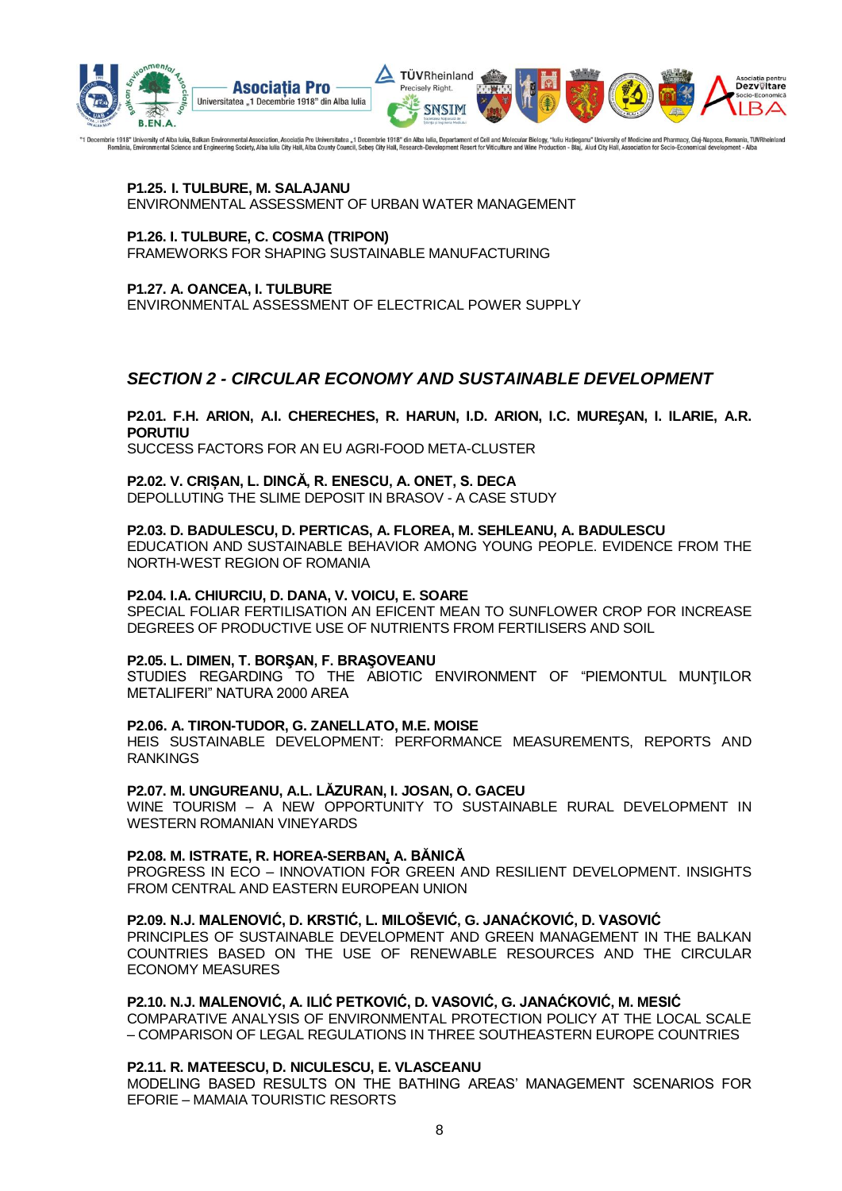**P1.25. I. TULBURE, M. SALAJANU**
ENVIRONMENTAL ASSESSMENT OF URBAN WATER MANAGEMENT

**P1.26. I. TULBURE, C. COSMA (TRIPON)**
FRAMEWORKS FOR SHAPING SUSTAINABLE MANUFACTURING

**P1.27. A. OANCEA, I. TULBURE**
ENVIRONMENTAL ASSESSMENT OF ELECTRICAL POWER SUPPLY

## *SECTION 2 - CIRCULAR ECONOMY AND SUSTAINABLE DEVELOPMENT*

**P2.01. F.H. ARION, A.I. CHERECHES, R. HARUN, I.D. ARION, I.C. MUREŞAN, I. ILARIE, A.R. PORUTIU**
SUCCESS FACTORS FOR AN EU AGRI-FOOD META-CLUSTER

**P2.02. V. CRIȘAN, L. DINCĂ, R. ENESCU, A. ONET, S. DECA**
DEPOLLUTING THE SLIME DEPOSIT IN BRASOV - A CASE STUDY

**P2.03. D. BADULESCU, D. PERTICAS, A. FLOREA, M. SEHLEANU, A. BADULESCU**
EDUCATION AND SUSTAINABLE BEHAVIOR AMONG YOUNG PEOPLE. EVIDENCE FROM THE NORTH-WEST REGION OF ROMANIA

**P2.04. I.A. CHIURCIU, D. DANA, V. VOICU, E. SOARE**
SPECIAL FOLIAR FERTILISATION AN EFICENT MEAN TO SUNFLOWER CROP FOR INCREASE DEGREES OF PRODUCTIVE USE OF NUTRIENTS FROM FERTILISERS AND SOIL

**P2.05. L. DIMEN, T. BORŞAN, F. BRAŞOVEANU**
STUDIES REGARDING TO THE ABIOTIC ENVIRONMENT OF "PIEMONTUL MUNŢILOR METALIFERI" NATURA 2000 AREA

**P2.06. A. TIRON-TUDOR, G. ZANELLATO, M.E. MOISE**
HEIS SUSTAINABLE DEVELOPMENT: PERFORMANCE MEASUREMENTS, REPORTS AND RANKINGS

**P2.07. M. UNGUREANU, A.L. LĂZURAN, I. JOSAN, O. GACEU**
WINE TOURISM – A NEW OPPORTUNITY TO SUSTAINABLE RURAL DEVELOPMENT IN WESTERN ROMANIAN VINEYARDS

**P2.08. M. ISTRATE, R. HOREA-SERBAN, A. BĂNICĂ**
PROGRESS IN ECO – INNOVATION FOR GREEN AND RESILIENT DEVELOPMENT. INSIGHTS FROM CENTRAL AND EASTERN EUROPEAN UNION

**P2.09. N.J. MALENOVIĆ, D. KRSTIĆ, L. MILOŠEVIĆ, G. JANAĆKOVIĆ, D. VASOVIĆ**
PRINCIPLES OF SUSTAINABLE DEVELOPMENT AND GREEN MANAGEMENT IN THE BALKAN COUNTRIES BASED ON THE USE OF RENEWABLE RESOURCES AND THE CIRCULAR ECONOMY MEASURES

**P2.10. N.J. MALENOVIĆ, A. ILIĆ PETKOVIĆ, D. VASOVIĆ, G. JANAĆKOVIĆ, M. MESIĆ**
COMPARATIVE ANALYSIS OF ENVIRONMENTAL PROTECTION POLICY AT THE LOCAL SCALE – COMPARISON OF LEGAL REGULATIONS IN THREE SOUTHEASTERN EUROPE COUNTRIES

**P2.11. R. MATEESCU, D. NICULESCU, E. VLASCEANU**
MODELING BASED RESULTS ON THE BATHING AREAS' MANAGEMENT SCENARIOS FOR EFORIE – MAMAIA TOURISTIC RESORTS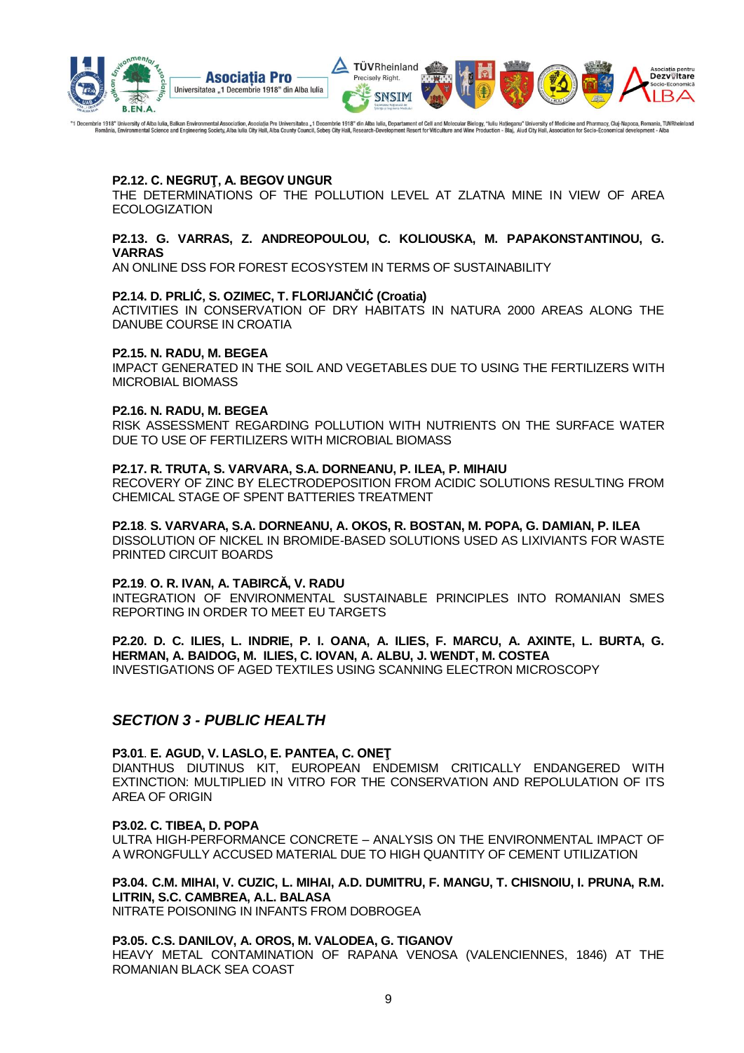**P2.12. C. NEGRUŢ, A. BEGOV UNGUR**
THE DETERMINATIONS OF THE POLLUTION LEVEL AT ZLATNA MINE IN VIEW OF AREA ECOLOGIZATION

**P2.13. G. VARRAS, Z. ANDREOPOULOU, C. KOLIOUSKA, M. PAPAKONSTANTINOU, G. VARRAS**
AN ONLINE DSS FOR FOREST ECOSYSTEM IN TERMS OF SUSTAINABILITY

**P2.14. D. PRLIĆ, S. OZIMEC, T. FLORIJANČIĆ (Croatia)**
ACTIVITIES IN CONSERVATION OF DRY HABITATS IN NATURA 2000 AREAS ALONG THE DANUBE COURSE IN CROATIA

**P2.15. N. RADU, M. BEGEA**
IMPACT GENERATED IN THE SOIL AND VEGETABLES DUE TO USING THE FERTILIZERS WITH MICROBIAL BIOMASS

**P2.16. N. RADU, M. BEGEA**
RISK ASSESSMENT REGARDING POLLUTION WITH NUTRIENTS ON THE SURFACE WATER DUE TO USE OF FERTILIZERS WITH MICROBIAL BIOMASS

**P2.17. R. TRUTA, S. VARVARA, S.A. DORNEANU, P. ILEA, P. MIHAIU**
RECOVERY OF ZINC BY ELECTRODEPOSITION FROM ACIDIC SOLUTIONS RESULTING FROM CHEMICAL STAGE OF SPENT BATTERIES TREATMENT

**P2.18**. **S. VARVARA, S.A. DORNEANU, A. OKOS, R. BOSTAN, M. POPA, G. DAMIAN, P. ILEA**
DISSOLUTION OF NICKEL IN BROMIDE-BASED SOLUTIONS USED AS LIXIVIANTS FOR WASTE PRINTED CIRCUIT BOARDS

**P2.19**. **O. R. IVAN, A. TABIRCĂ, V. RADU**
INTEGRATION OF ENVIRONMENTAL SUSTAINABLE PRINCIPLES INTO ROMANIAN SMES REPORTING IN ORDER TO MEET EU TARGETS

**P2.20. D. C. ILIES, L. INDRIE, P. I. OANA, A. ILIES, F. MARCU, A. AXINTE, L. BURTA, G. HERMAN, A. BAIDOG, M. ILIES, C. IOVAN, A. ALBU, J. WENDT, M. COSTEA**
INVESTIGATIONS OF AGED TEXTILES USING SCANNING ELECTRON MICROSCOPY

## *SECTION 3 - PUBLIC HEALTH*

**P3.01**. **E. AGUD, V. LASLO, E. PANTEA, C. ONEŢ**
DIANTHUS DIUTINUS KIT, EUROPEAN ENDEMISM CRITICALLY ENDANGERED WITH EXTINCTION: MULTIPLIED IN VITRO FOR THE CONSERVATION AND REPOLULATION OF ITS AREA OF ORIGIN

**P3.02. C. TIBEA, D. POPA**
ULTRA HIGH-PERFORMANCE CONCRETE – ANALYSIS ON THE ENVIRONMENTAL IMPACT OF A WRONGFULLY ACCUSED MATERIAL DUE TO HIGH QUANTITY OF CEMENT UTILIZATION

**P3.04. C.M. MIHAI, V. CUZIC, L. MIHAI, A.D. DUMITRU, F. MANGU, T. CHISNOIU, I. PRUNA, R.M. LITRIN, S.C. CAMBREA, A.L. BALASA**
NITRATE POISONING IN INFANTS FROM DOBROGEA

**P3.05. C.S. DANILOV, A. OROS, M. VALODEA, G. TIGANOV**
HEAVY METAL CONTAMINATION OF RAPANA VENOSA (VALENCIENNES, 1846) AT THE ROMANIAN BLACK SEA COAST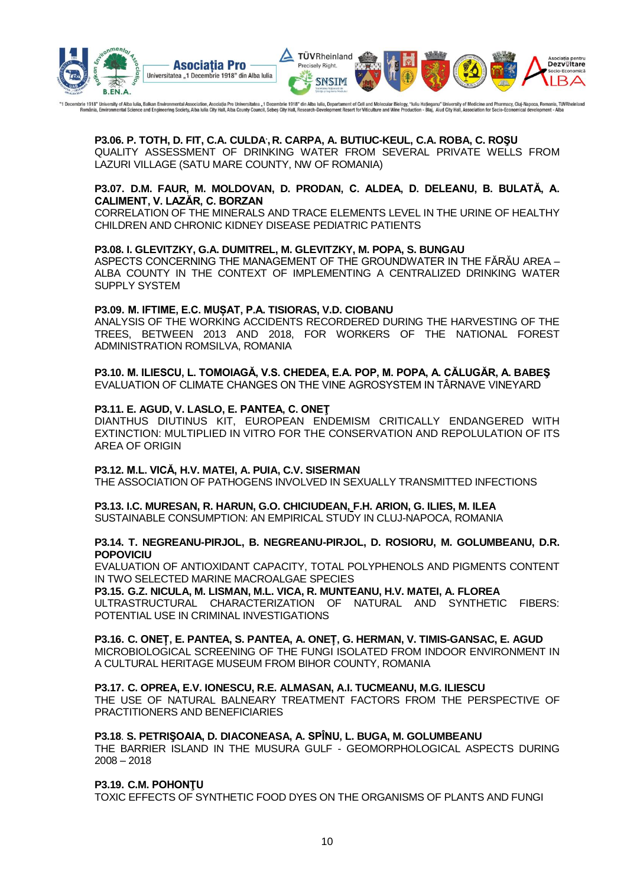**P3.06. P. TOTH, D. FIT, C.A. CULDA, R. CARPA, A. BUTIUC-KEUL, C.A. ROBA, C. ROŞU**
QUALITY ASSESSMENT OF DRINKING WATER FROM SEVERAL PRIVATE WELLS FROM LAZURI VILLAGE (SATU MARE COUNTY, NW OF ROMANIA)

**P3.07. D.M. FAUR, M. MOLDOVAN, D. PRODAN, C. ALDEA, D. DELEANU, B. BULATĂ, A. CALIMENT, V. LAZĂR, C. BORZAN**
CORRELATION OF THE MINERALS AND TRACE ELEMENTS LEVEL IN THE URINE OF HEALTHY CHILDREN AND CHRONIC KIDNEY DISEASE PEDIATRIC PATIENTS

**P3.08. I. GLEVITZKY, G.A. DUMITREL, M. GLEVITZKY, M. POPA, S. BUNGAU**
ASPECTS CONCERNING THE MANAGEMENT OF THE GROUNDWATER IN THE FĂRĂU AREA – ALBA COUNTY IN THE CONTEXT OF IMPLEMENTING A CENTRALIZED DRINKING WATER SUPPLY SYSTEM

**P3.09. M. IFTIME, E.C. MUȘAT, P.A. TISIORAS, V.D. CIOBANU**
ANALYSIS OF THE WORKING ACCIDENTS RECORDERED DURING THE HARVESTING OF THE TREES, BETWEEN 2013 AND 2018, FOR WORKERS OF THE NATIONAL FOREST ADMINISTRATION ROMSILVA, ROMANIA

**P3.10. M. ILIESCU, L. TOMOIAGĂ, V.S. CHEDEA, E.A. POP, M. POPA, A. CĂLUGĂR, A. BABEŞ**
EVALUATION OF CLIMATE CHANGES ON THE VINE AGROSYSTEM IN TÂRNAVE VINEYARD

**P3.11. E. AGUD, V. LASLO, E. PANTEA, C. ONEŢ**
DIANTHUS DIUTINUS KIT, EUROPEAN ENDEMISM CRITICALLY ENDANGERED WITH EXTINCTION: MULTIPLIED IN VITRO FOR THE CONSERVATION AND REPOLULATION OF ITS AREA OF ORIGIN

**P3.12. M.L. VICĂ, H.V. MATEI, A. PUIA, C.V. SISERMAN**
THE ASSOCIATION OF PATHOGENS INVOLVED IN SEXUALLY TRANSMITTED INFECTIONS

**P3.13. I.C. MURESAN, R. HARUN, G.O. CHICIUDEAN, F.H. ARION, G. ILIES, M. ILEA**
SUSTAINABLE CONSUMPTION: AN EMPIRICAL STUDY IN CLUJ-NAPOCA, ROMANIA

**P3.14. T. NEGREANU-PIRJOL, B. NEGREANU-PIRJOL, D. ROSIORU, M. GOLUMBEANU, D.R. POPOVICIU**
EVALUATION OF ANTIOXIDANT CAPACITY, TOTAL POLYPHENOLS AND PIGMENTS CONTENT IN TWO SELECTED MARINE MACROALGAE SPECIES

**P3.15. G.Z. NICULA, M. LISMAN, M.L. VICA, R. MUNTEANU, H.V. MATEI, A. FLOREA**
ULTRASTRUCTURAL CHARACTERIZATION OF NATURAL AND SYNTHETIC FIBERS: POTENTIAL USE IN CRIMINAL INVESTIGATIONS

**P3.16. C. ONEȚ, E. PANTEA, S. PANTEA, A. ONEȚ, G. HERMAN, V. TIMIS-GANSAC, E. AGUD**
MICROBIOLOGICAL SCREENING OF THE FUNGI ISOLATED FROM INDOOR ENVIRONMENT IN A CULTURAL HERITAGE MUSEUM FROM BIHOR COUNTY, ROMANIA

**P3.17. C. OPREA, E.V. IONESCU, R.E. ALMASAN, A.I. TUCMEANU, M.G. ILIESCU**
THE USE OF NATURAL BALNEARY TREATMENT FACTORS FROM THE PERSPECTIVE OF PRACTITIONERS AND BENEFICIARIES

**P3.18. S. PETRIŞOAIA, D. DIACONEASA, A. SPÎNU, L. BUGA, M. GOLUMBEANU**
THE BARRIER ISLAND IN THE MUSURA GULF - GEOMORPHOLOGICAL ASPECTS DURING 2008 – 2018

**P3.19. C.M. POHONŢU**
TOXIC EFFECTS OF SYNTHETIC FOOD DYES ON THE ORGANISMS OF PLANTS AND FUNGI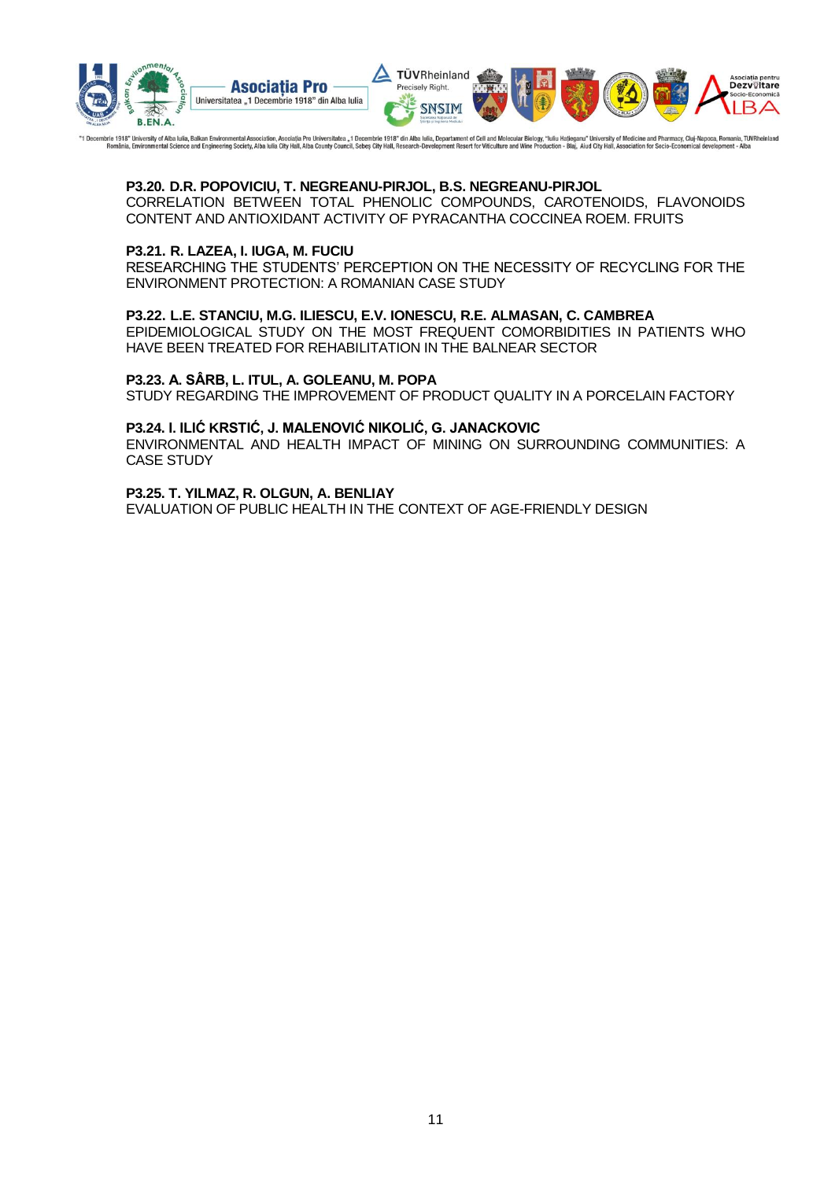**P3.20. D.R. POPOVICIU, T. NEGREANU-PIRJOL, B.S. NEGREANU-PIRJOL**
CORRELATION BETWEEN TOTAL PHENOLIC COMPOUNDS, CAROTENOIDS, FLAVONOIDS CONTENT AND ANTIOXIDANT ACTIVITY OF PYRACANTHA COCCINEA ROEM. FRUITS

**P3.21. R. LAZEA, I. IUGA, M. FUCIU**
RESEARCHING THE STUDENTS' PERCEPTION ON THE NECESSITY OF RECYCLING FOR THE ENVIRONMENT PROTECTION: A ROMANIAN CASE STUDY

**P3.22. L.E. STANCIU, M.G. ILIESCU, E.V. IONESCU, R.E. ALMASAN, C. CAMBREA**
EPIDEMIOLOGICAL STUDY ON THE MOST FREQUENT COMORBIDITIES IN PATIENTS WHO HAVE BEEN TREATED FOR REHABILITATION IN THE BALNEAR SECTOR

**P3.23. A. SÂRB, L. ITUL, A. GOLEANU, M. POPA**
STUDY REGARDING THE IMPROVEMENT OF PRODUCT QUALITY IN A PORCELAIN FACTORY

**P3.24. I. ILIĆ KRSTIĆ, J. MALENOVIĆ NIKOLIĆ, G. JANACKOVIC**
ENVIRONMENTAL AND HEALTH IMPACT OF MINING ON SURROUNDING COMMUNITIES: A CASE STUDY

**P3.25. T. YILMAZ, R. OLGUN, A. BENLIAY**
EVALUATION OF PUBLIC HEALTH IN THE CONTEXT OF AGE-FRIENDLY DESIGN